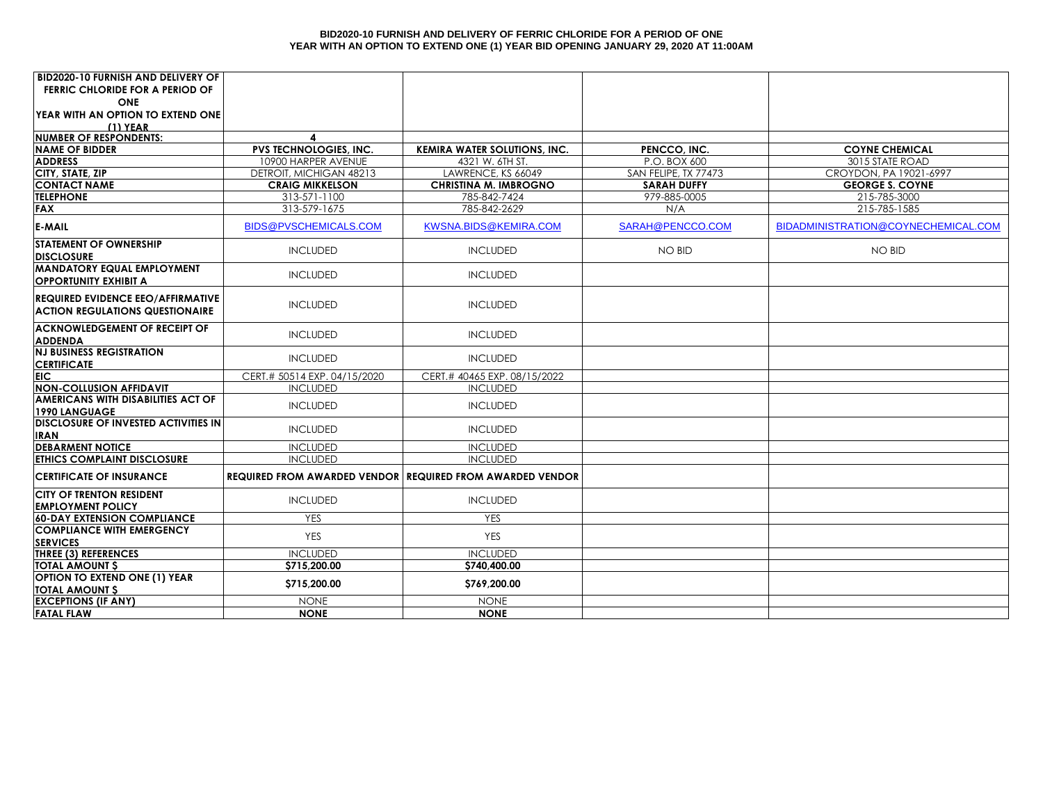**BID2020-10 FURNISH AND DELIVERY OF FERRIC CHLORIDE FOR A PERIOD OF ONE YEAR WITH AN OPTION TO EXTEND ONE (1) YEAR BID OPENING JANUARY 29, 2020 AT 11:00AM**

| BID2020-10 FURNISH AND DELIVERY OF FERRIC CHLORIDE FOR A PERIOD OF ONE YEAR WITH AN OPTION TO EXTEND ONE (1) YEAR | | | | |
|---|---|---|---|---|
| **NUMBER OF RESPONDENTS:** | **4** | | | |
| **NAME OF BIDDER** | **PVS TECHNOLOGIES, INC.** | **KEMIRA WATER SOLUTIONS, INC.** | **PENCCO, INC.** | **COYNE CHEMICAL** |
| **ADDRESS** | 10900 HARPER AVENUE | 4321 W. 6TH ST. | P.O. BOX 600 | 3015 STATE ROAD |
| **CITY, STATE, ZIP** | DETROIT, MICHIGAN 48213 | LAWRENCE, KS 66049 | SAN FELIPE, TX 77473 | CROYDON, PA 19021-6997 |
| **CONTACT NAME** | **CRAIG MIKKELSON** | **CHRISTINA M. IMBROGNO** | **SARAH DUFFY** | **GEORGE S. COYNE** |
| **TELEPHONE** | 313-571-1100 | 785-842-7424 | 979-885-0005 | 215-785-3000 |
| **FAX** | 313-579-1675 | 785-842-2629 | N/A | 215-785-1585 |
| **E-MAIL** | BIDS@PVSCHEMICALS.COM | KWSNA.BIDS@KEMIRA.COM | SARAH@PENCCO.COM | BIDADMINISTRATION@COYNECHEMICAL.COM |
| **STATEMENT OF OWNERSHIP DISCLOSURE** | INCLUDED | INCLUDED | NO BID | NO BID |
| **MANDATORY EQUAL EMPLOYMENT OPPORTUNITY EXHIBIT A** | INCLUDED | INCLUDED | | |
| **REQUIRED EVIDENCE EEO/AFFIRMATIVE ACTION REGULATIONS QUESTIONAIRE** | INCLUDED | INCLUDED | | |
| **ACKNOWLEDGEMENT OF RECEIPT OF ADDENDA** | INCLUDED | INCLUDED | | |
| **NJ BUSINESS REGISTRATION CERTIFICATE** | INCLUDED | INCLUDED | | |
| **EIC** | CERT.# 50514 EXP. 04/15/2020 | CERT.# 40465 EXP. 08/15/2022 | | |
| **NON-COLLUSION AFFIDAVIT** | INCLUDED | INCLUDED | | |
| **AMERICANS WITH DISABILITIES ACT OF 1990 LANGUAGE** | INCLUDED | INCLUDED | | |
| **DISCLOSURE OF INVESTED ACTIVITIES IN IRAN** | INCLUDED | INCLUDED | | |
| **DEBARMENT NOTICE** | INCLUDED | INCLUDED | | |
| **ETHICS COMPLAINT DISCLOSURE** | INCLUDED | INCLUDED | | |
| **CERTIFICATE OF INSURANCE** | **REQUIRED FROM AWARDED VENDOR** | **REQUIRED FROM AWARDED VENDOR** | | |
| **CITY OF TRENTON RESIDENT EMPLOYMENT POLICY** | INCLUDED | INCLUDED | | |
| **60-DAY EXTENSION COMPLIANCE** | YES | YES | | |
| **COMPLIANCE WITH EMERGENCY SERVICES** | YES | YES | | |
| **THREE (3) REFERENCES** | INCLUDED | INCLUDED | | |
| **TOTAL AMOUNT $** | **$715,200.00** | **$740,400.00** | | |
| **OPTION TO EXTEND ONE (1) YEAR TOTAL AMOUNT $** | **$715,200.00** | **$769,200.00** | | |
| **EXCEPTIONS (IF ANY)** | NONE | NONE | | |
| **FATAL FLAW** | **NONE** | **NONE** | | |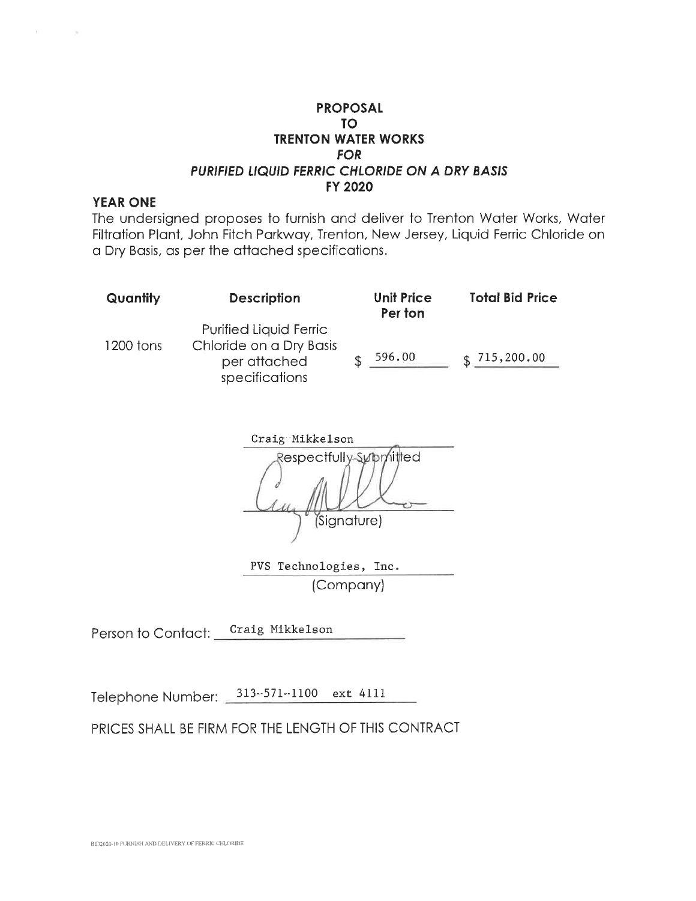# PROPOSAL
# TO
# TRENTON WATER WORKS
# *FOR*
# *PURIFIED LIQUID FERRIC CHLORIDE ON A DRY BASIS*
# FY 2020

**YEAR ONE**

The undersigned proposes to furnish and deliver to Trenton Water Works, Water Filtration Plant, John Fitch Parkway, Trenton, New Jersey, Liquid Ferric Chloride on a Dry Basis, as per the attached specifications.

| Quantity | Description | Unit Price Per ton | Total Bid Price |
| --- | --- | --- | --- |
| 1200 tons | Purified Liquid Ferric Chloride on a Dry Basis per attached specifications | $ 596.00 | $ 715,200.00 |

Craig Mikkelson
Respectfully Submitted

(Signature)

PVS Technologies, Inc.
(Company)

Person to Contact: Craig Mikkelson

Telephone Number: 313--571--1100 ext 4111

PRICES SHALL BE FIRM FOR THE LENGTH OF THIS CONTRACT

BID2020-10 FURNISH AND DELIVERY OF FERRIC CHLORIDE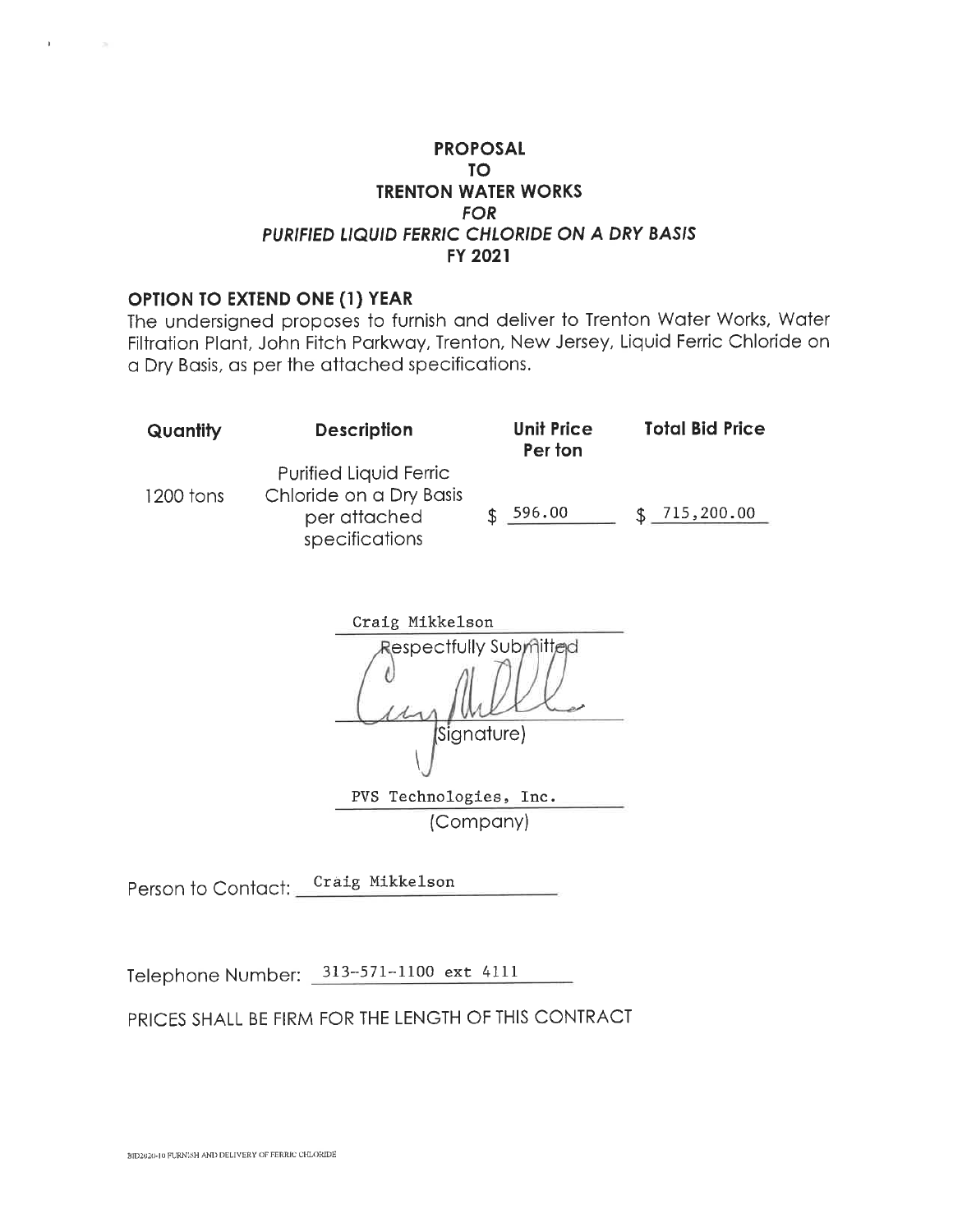# PROPOSAL
# TO
# TRENTON WATER WORKS
# *FOR*
# *PURIFIED LIQUID FERRIC CHLORIDE ON A DRY BASIS*
# FY 2021

**OPTION TO EXTEND ONE (1) YEAR**

The undersigned proposes to furnish and deliver to Trenton Water Works, Water Filtration Plant, John Fitch Parkway, Trenton, New Jersey, Liquid Ferric Chloride on a Dry Basis, as per the attached specifications.

| Quantity | Description | Unit Price Per ton | Total Bid Price |
|---|---|---|---|
| 1200 tons | Purified Liquid Ferric Chloride on a Dry Basis per attached specifications | $ 596.00 | $ 715,200.00 |

Craig Mikkelson

Respectfully Submitted

(Signature)

PVS Technologies, Inc.

(Company)

Person to Contact: Craig Mikkelson

Telephone Number: 313-571-1100 ext 4111

PRICES SHALL BE FIRM FOR THE LENGTH OF THIS CONTRACT

BID2020-10 FURNISH AND DELIVERY OF FERRIC CHLORIDE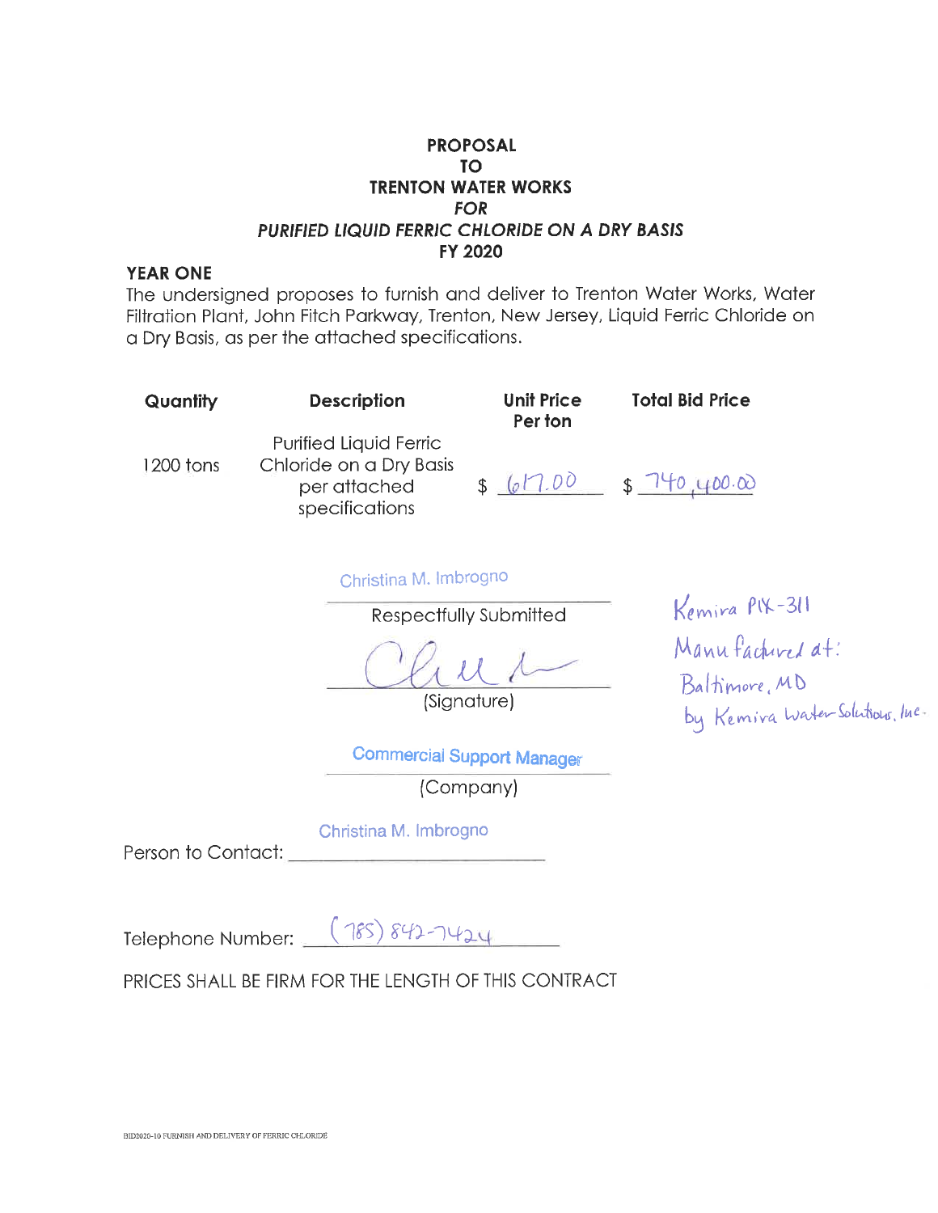**PROPOSAL**
**TO**
**TRENTON WATER WORKS**
***FOR***
***PURIFIED LIQUID FERRIC CHLORIDE ON A DRY BASIS***
**FY 2020**

**YEAR ONE**

The undersigned proposes to furnish and deliver to Trenton Water Works, Water Filtration Plant, John Fitch Parkway, Trenton, New Jersey, Liquid Ferric Chloride on a Dry Basis, as per the attached specifications.

| Quantity | Description | Unit Price Per ton | Total Bid Price |
|---|---|---|---|
| 1200 tons | Purified Liquid Ferric Chloride on a Dry Basis per attached specifications | $ 617.00 | $ 740,400.00 |

Christina M. Imbrogno
Respectfully Submitted

(Signature)

Commercial Support Manager
(Company)

Kemira PIX-311
Manufactured at:
Baltimore, MD
by Kemira Water Solutions, Inc.

Person to Contact: Christina M. Imbrogno

Telephone Number: (785) 842-7424

PRICES SHALL BE FIRM FOR THE LENGTH OF THIS CONTRACT

BID2020-10 FURNISH AND DELIVERY OF FERRIC CHLORIDE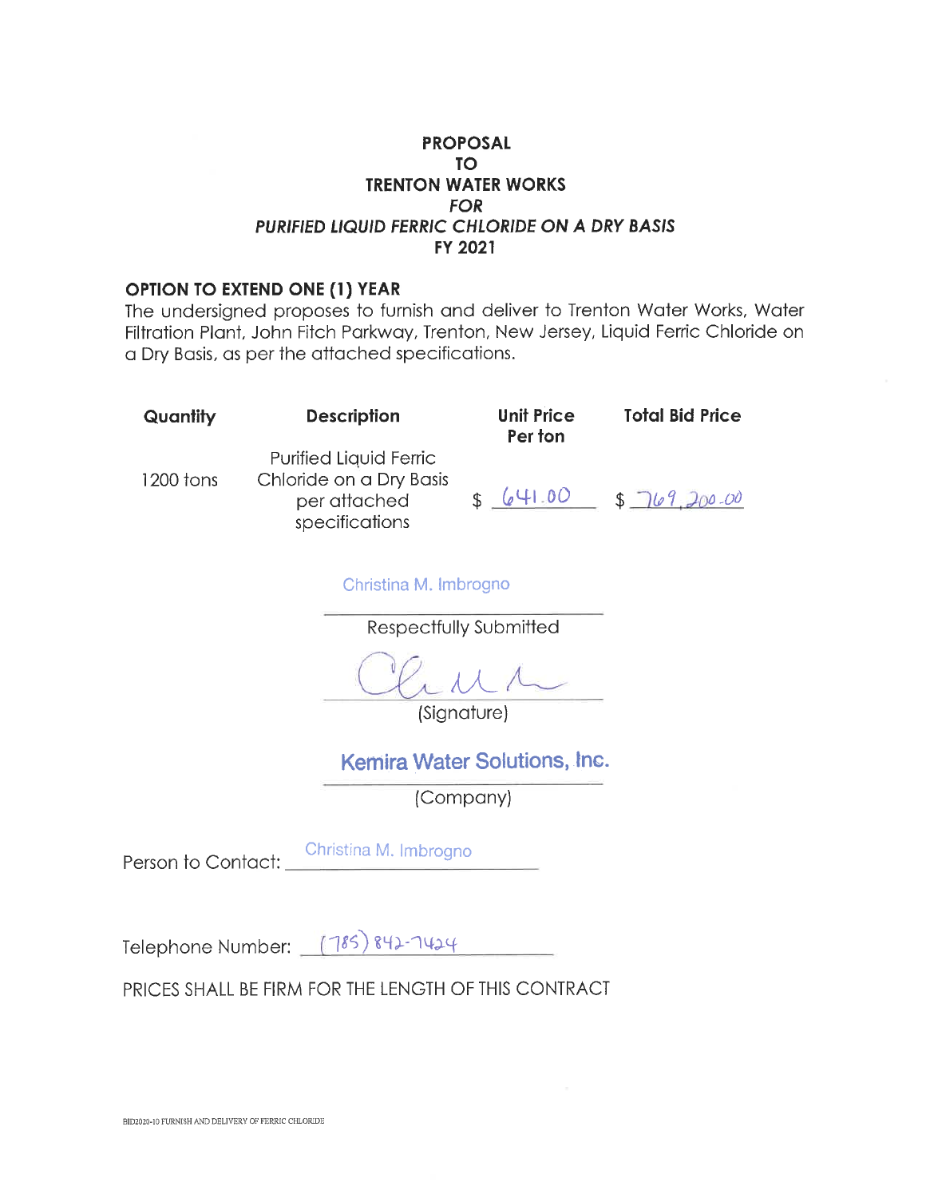**PROPOSAL**
**TO**
**TRENTON WATER WORKS**
***FOR***
***PURIFIED LIQUID FERRIC CHLORIDE ON A DRY BASIS***
**FY 2021**

**OPTION TO EXTEND ONE (1) YEAR**

The undersigned proposes to furnish and deliver to Trenton Water Works, Water Filtration Plant, John Fitch Parkway, Trenton, New Jersey, Liquid Ferric Chloride on a Dry Basis, as per the attached specifications.

| Quantity | Description | Unit Price Per ton | Total Bid Price |
|---|---|---|---|
| 1200 tons | Purified Liquid Ferric Chloride on a Dry Basis per attached specifications | $ 641.00 | $ 769,200.00 |

Christina M. Imbrogno

Respectfully Submitted

(Signature)

Kemira Water Solutions, Inc.

(Company)

Person to Contact: Christina M. Imbrogno

Telephone Number: (785) 842-7424

PRICES SHALL BE FIRM FOR THE LENGTH OF THIS CONTRACT

BID2020-10 FURNISH AND DELIVERY OF FERRIC CHLORIDE